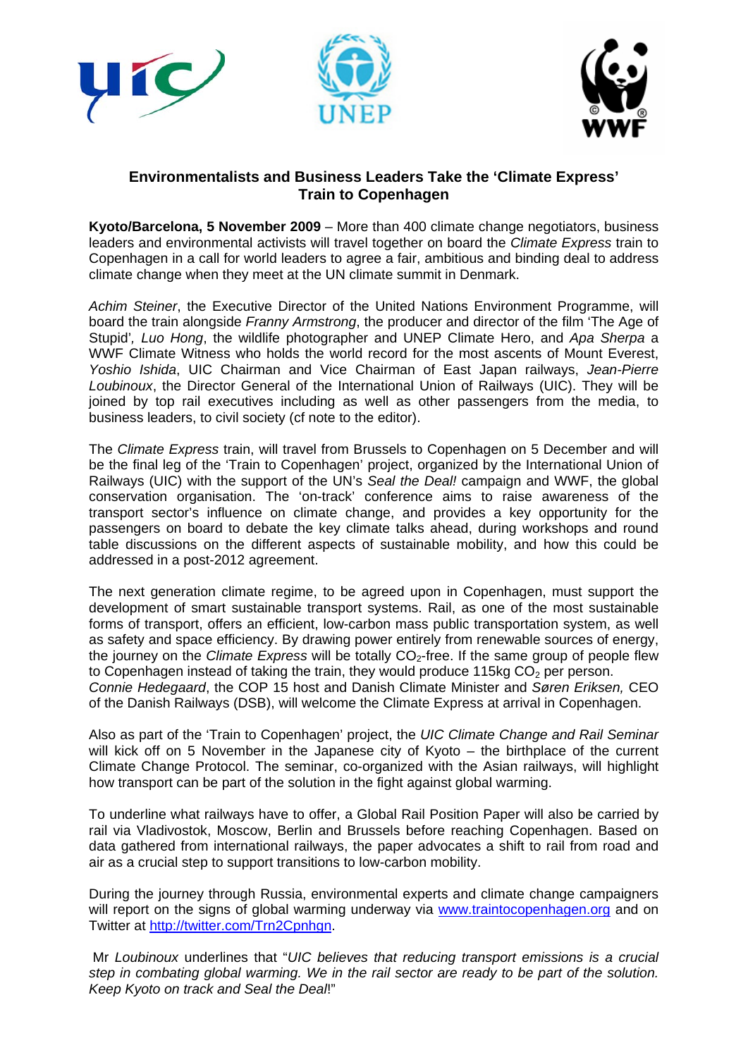## Environmentalists and Business Leaders Take the 'Climate Express' Train to Copenhagen

**Kyoto/Barcelona, 5 November 2009** – More than 400 climate change negotiators, business leaders and environmental activists will travel together on board the *Climate Express* train to Copenhagen in a call for world leaders to agree a fair, ambitious and binding deal to address climate change when they meet at the UN climate summit in Denmark.

*Achim Steiner*, the Executive Director of the United Nations Environment Programme, will board the train alongside *Franny Armstrong*, the producer and director of the film 'The Age of Stupid', *Luo Hong*, the wildlife photographer and UNEP Climate Hero, and *Apa Sherpa* a WWF Climate Witness who holds the world record for the most ascents of Mount Everest, *Yoshio Ishida*, UIC Chairman and Vice Chairman of East Japan railways, *Jean-Pierre Loubinoux*, the Director General of the International Union of Railways (UIC). They will be joined by top rail executives including as well as other passengers from the media, to business leaders, to civil society (cf note to the editor).

The *Climate Express* train, will travel from Brussels to Copenhagen on 5 December and will be the final leg of the 'Train to Copenhagen' project, organized by the International Union of Railways (UIC) with the support of the UN's *Seal the Deal!* campaign and WWF, the global conservation organisation. The 'on-track' conference aims to raise awareness of the transport sector's influence on climate change, and provides a key opportunity for the passengers on board to debate the key climate talks ahead, during workshops and round table discussions on the different aspects of sustainable mobility, and how this could be addressed in a post-2012 agreement.

The next generation climate regime, to be agreed upon in Copenhagen, must support the development of smart sustainable transport systems. Rail, as one of the most sustainable forms of transport, offers an efficient, low-carbon mass public transportation system, as well as safety and space efficiency. By drawing power entirely from renewable sources of energy, the journey on the *Climate Express* will be totally $CO_2$-free. If the same group of people flew to Copenhagen instead of taking the train, they would produce 115kg $CO_2$ per person.
*Connie Hedegaard*, the COP 15 host and Danish Climate Minister and *Søren Eriksen,* CEO of the Danish Railways (DSB), will welcome the Climate Express at arrival in Copenhagen.

Also as part of the 'Train to Copenhagen' project, the *UIC Climate Change and Rail Seminar* will kick off on 5 November in the Japanese city of Kyoto – the birthplace of the current Climate Change Protocol. The seminar, co-organized with the Asian railways, will highlight how transport can be part of the solution in the fight against global warming.

To underline what railways have to offer, a Global Rail Position Paper will also be carried by rail via Vladivostok, Moscow, Berlin and Brussels before reaching Copenhagen. Based on data gathered from international railways, the paper advocates a shift to rail from road and air as a crucial step to support transitions to low-carbon mobility.

During the journey through Russia, environmental experts and climate change campaigners will report on the signs of global warming underway via www.traintocopenhagen.org and on Twitter at http://twitter.com/Trn2Cpnhgn.

Mr *Loubinoux* underlines that "*UIC believes that reducing transport emissions is a crucial step in combating global warming. We in the rail sector are ready to be part of the solution. Keep Kyoto on track and Seal the Deal*!"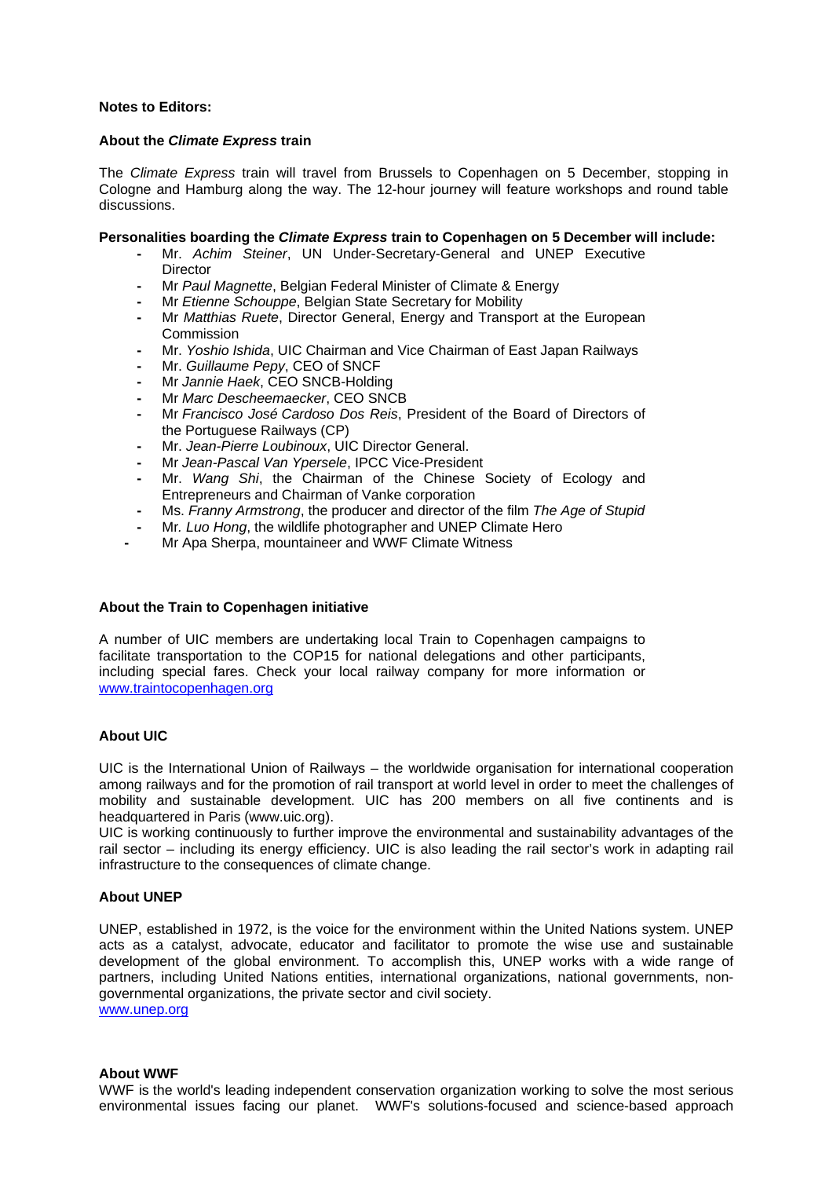**Notes to Editors:**

**About the *Climate Express* train**

The *Climate Express* train will travel from Brussels to Copenhagen on 5 December, stopping in Cologne and Hamburg along the way. The 12-hour journey will feature workshops and round table discussions.

**Personalities boarding the *Climate Express* train to Copenhagen on 5 December will include:**

- Mr. *Achim Steiner*, UN Under-Secretary-General and UNEP Executive Director
- Mr *Paul Magnette*, Belgian Federal Minister of Climate & Energy
- Mr *Etienne Schouppe*, Belgian State Secretary for Mobility
- Mr *Matthias Ruete*, Director General, Energy and Transport at the European Commission
- Mr. *Yoshio Ishida*, UIC Chairman and Vice Chairman of East Japan Railways
- Mr. *Guillaume Pepy*, CEO of SNCF
- Mr *Jannie Haek*, CEO SNCB-Holding
- Mr *Marc Descheemaecker*, CEO SNCB
- Mr *Francisco José Cardoso Dos Reis*, President of the Board of Directors of the Portuguese Railways (CP)
- Mr. *Jean-Pierre Loubinoux*, UIC Director General.
- Mr *Jean-Pascal Van Ypersele*, IPCC Vice-President
- Mr. *Wang Shi*, the Chairman of the Chinese Society of Ecology and Entrepreneurs and Chairman of Vanke corporation
- Ms. *Franny Armstrong*, the producer and director of the film *The Age of Stupid*
- Mr. *Luo Hong*, the wildlife photographer and UNEP Climate Hero
- Mr Apa Sherpa, mountaineer and WWF Climate Witness

**About the Train to Copenhagen initiative**

A number of UIC members are undertaking local Train to Copenhagen campaigns to facilitate transportation to the COP15 for national delegations and other participants, including special fares. Check your local railway company for more information or www.traintocopenhagen.org

**About UIC**

UIC is the International Union of Railways – the worldwide organisation for international cooperation among railways and for the promotion of rail transport at world level in order to meet the challenges of mobility and sustainable development. UIC has 200 members on all five continents and is headquartered in Paris (www.uic.org).

UIC is working continuously to further improve the environmental and sustainability advantages of the rail sector – including its energy efficiency. UIC is also leading the rail sector's work in adapting rail infrastructure to the consequences of climate change.

**About UNEP**

UNEP, established in 1972, is the voice for the environment within the United Nations system. UNEP acts as a catalyst, advocate, educator and facilitator to promote the wise use and sustainable development of the global environment. To accomplish this, UNEP works with a wide range of partners, including United Nations entities, international organizations, national governments, non-governmental organizations, the private sector and civil society.

www.unep.org

**About WWF**

WWF is the world's leading independent conservation organization working to solve the most serious environmental issues facing our planet. WWF's solutions-focused and science-based approach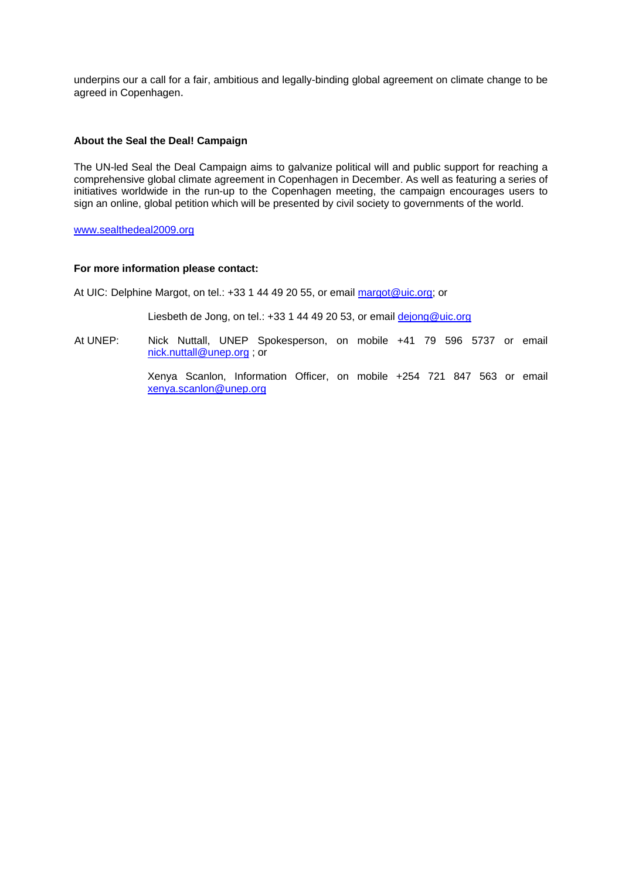underpins our a call for a fair, ambitious and legally-binding global agreement on climate change to be agreed in Copenhagen.

### About the Seal the Deal! Campaign

The UN-led Seal the Deal Campaign aims to galvanize political will and public support for reaching a comprehensive global climate agreement in Copenhagen in December. As well as featuring a series of initiatives worldwide in the run-up to the Copenhagen meeting, the campaign encourages users to sign an online, global petition which will be presented by civil society to governments of the world.

www.sealthedeal2009.org

### For more information please contact:

At UIC: Delphine Margot, on tel.: +33 1 44 49 20 55, or email margot@uic.org; or

Liesbeth de Jong, on tel.: +33 1 44 49 20 53, or email dejong@uic.org

At UNEP: Nick Nuttall, UNEP Spokesperson, on mobile +41 79 596 5737 or email nick.nuttall@unep.org ; or

Xenya Scanlon, Information Officer, on mobile +254 721 847 563 or email xenya.scanlon@unep.org